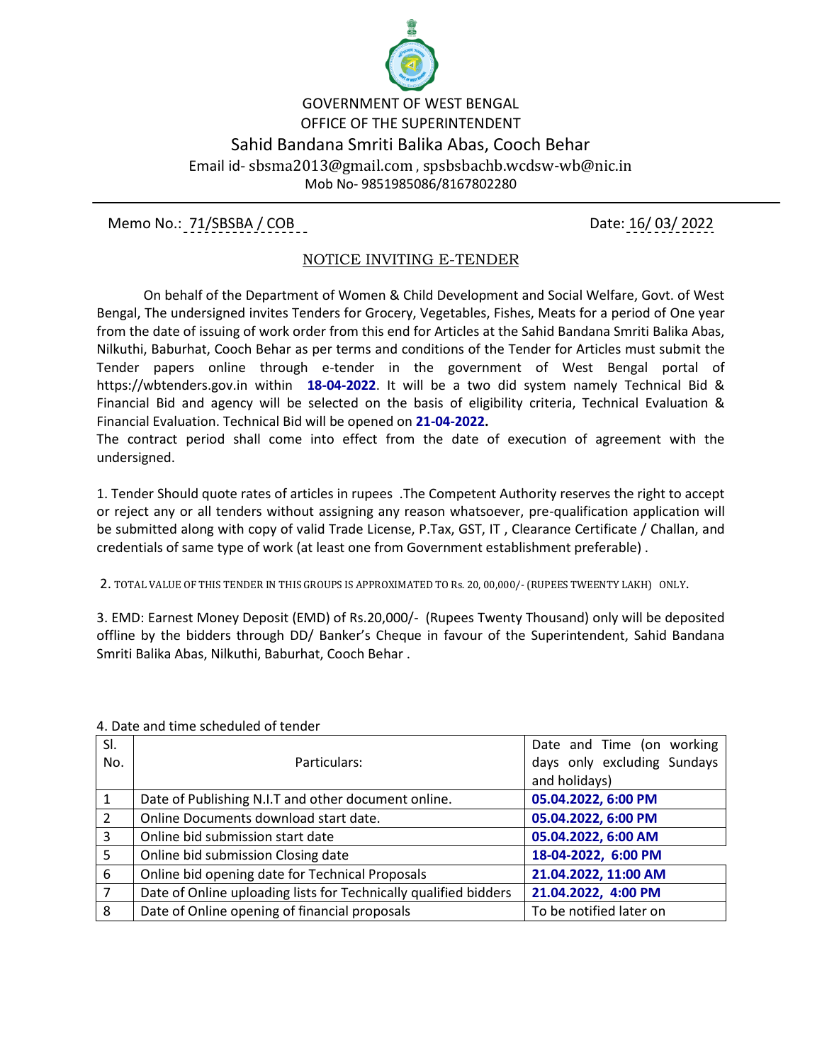GOVERNMENT OF WEST BENGAL

OFFICE OF THE SUPERINTENDENT

# Sahid Bandana Smriti Balika Abas, Cooch Behar

Email id- sbsma2013@gmail.com , spsbsbachb.wcdsw-wb@nic.in

Mob No- 9851985086/8167802280

Memo No.: 71/SBSBA / COB

Date: 16/ 03/ 2022

## NOTICE INVITING E-TENDER

On behalf of the Department of Women & Child Development and Social Welfare, Govt. of West Bengal, The undersigned invites Tenders for Grocery, Vegetables, Fishes, Meats for a period of One year from the date of issuing of work order from this end for Articles at the Sahid Bandana Smriti Balika Abas, Nilkuthi, Baburhat, Cooch Behar as per terms and conditions of the Tender for Articles must submit the Tender papers online through e-tender in the government of West Bengal portal of https://wbtenders.gov.in within **18-04-2022**. It will be a two did system namely Technical Bid & Financial Bid and agency will be selected on the basis of eligibility criteria, Technical Evaluation & Financial Evaluation. Technical Bid will be opened on **21-04-2022.**

The contract period shall come into effect from the date of execution of agreement with the undersigned.

1. Tender Should quote rates of articles in rupees .The Competent Authority reserves the right to accept or reject any or all tenders without assigning any reason whatsoever, pre-qualification application will be submitted along with copy of valid Trade License, P.Tax, GST, IT , Clearance Certificate / Challan, and credentials of same type of work (at least one from Government establishment preferable) .

2. TOTAL VALUE OF THIS TENDER IN THIS GROUPS IS APPROXIMATED TO Rs. 20, 00,000/- (RUPEES TWEENTY LAKH) ONLY.

3. EMD: Earnest Money Deposit (EMD) of Rs.20,000/- (Rupees Twenty Thousand) only will be deposited offline by the bidders through DD/ Banker's Cheque in favour of the Superintendent, Sahid Bandana Smriti Balika Abas, Nilkuthi, Baburhat, Cooch Behar .

4. Date and time scheduled of tender

| Sl. No. | Particulars: | Date and Time (on working days only excluding Sundays and holidays) |
|---|---|---|
| 1 | Date of Publishing N.I.T and other document online. | **05.04.2022, 6:00 PM** |
| 2 | Online Documents download start date. | **05.04.2022, 6:00 PM** |
| 3 | Online bid submission start date | **05.04.2022, 6:00 AM** |
| 5 | Online bid submission Closing date | **18-04-2022, 6:00 PM** |
| 6 | Online bid opening date for Technical Proposals | **21.04.2022, 11:00 AM** |
| 7 | Date of Online uploading lists for Technically qualified bidders | **21.04.2022, 4:00 PM** |
| 8 | Date of Online opening of financial proposals | To be notified later on |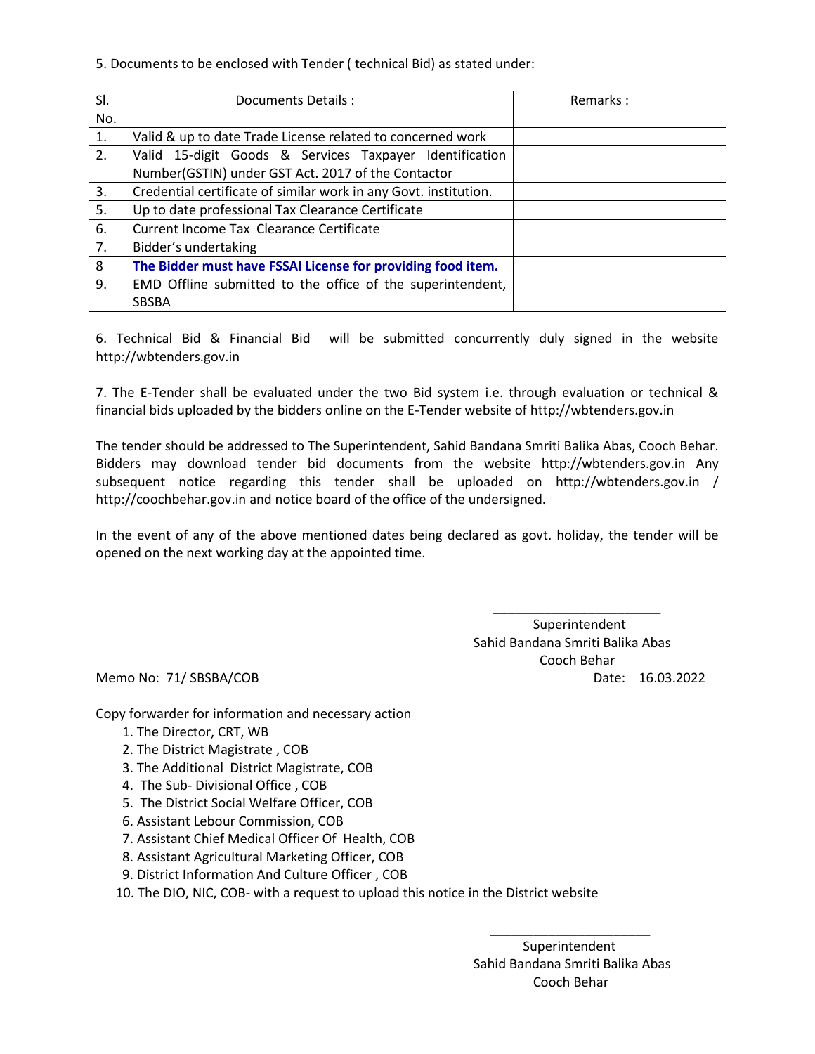5. Documents to be enclosed with Tender ( technical Bid) as stated under:

| Sl. No. | Documents Details : | Remarks : |
|---|---|---|
| 1. | Valid & up to date Trade License related to concerned work | |
| 2. | Valid 15-digit Goods & Services Taxpayer Identification Number(GSTIN) under GST Act. 2017 of the Contactor | |
| 3. | Credential certificate of similar work in any Govt. institution. | |
| 5. | Up to date professional Tax Clearance Certificate | |
| 6. | Current Income Tax Clearance Certificate | |
| 7. | Bidder's undertaking | |
| 8 | **The Bidder must have FSSAI License for providing food item.** | |
| 9. | EMD Offline submitted to the office of the superintendent, SBSBA | |

6. Technical Bid & Financial Bid will be submitted concurrently duly signed in the website http://wbtenders.gov.in

7. The E-Tender shall be evaluated under the two Bid system i.e. through evaluation or technical & financial bids uploaded by the bidders online on the E-Tender website of http://wbtenders.gov.in

The tender should be addressed to The Superintendent, Sahid Bandana Smriti Balika Abas, Cooch Behar. Bidders may download tender bid documents from the website http://wbtenders.gov.in Any subsequent notice regarding this tender shall be uploaded on http://wbtenders.gov.in / http://coochbehar.gov.in and notice board of the office of the undersigned.

In the event of any of the above mentioned dates being declared as govt. holiday, the tender will be opened on the next working day at the appointed time.

Superintendent
Sahid Bandana Smriti Balika Abas
Cooch Behar

Memo No: 71/ SBSBA/COB Date: 16.03.2022

Copy forwarder for information and necessary action

1. The Director, CRT, WB
2. The District Magistrate , COB
3. The Additional District Magistrate, COB
4. The Sub- Divisional Office , COB
5. The District Social Welfare Officer, COB
6. Assistant Lebour Commission, COB
7. Assistant Chief Medical Officer Of Health, COB
8. Assistant Agricultural Marketing Officer, COB
9. District Information And Culture Officer , COB
10. The DIO, NIC, COB- with a request to upload this notice in the District website

Superintendent
Sahid Bandana Smriti Balika Abas
Cooch Behar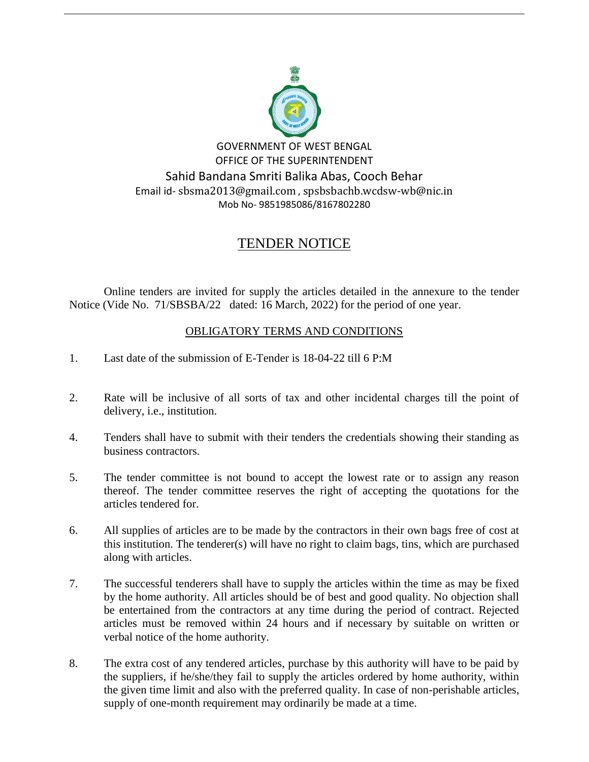GOVERNMENT OF WEST BENGAL

OFFICE OF THE SUPERINTENDENT

Sahid Bandana Smriti Balika Abas, Cooch Behar

Email id- sbsma2013@gmail.com , spsbsbachb.wcdsw-wb@nic.in

Mob No- 9851985086/8167802280

# TENDER NOTICE

Online tenders are invited for supply the articles detailed in the annexure to the tender Notice (Vide No. 71/SBSBA/22 dated: 16 March, 2022) for the period of one year.

## OBLIGATORY TERMS AND CONDITIONS

1. Last date of the submission of E-Tender is 18-04-22 till 6 P:M

2. Rate will be inclusive of all sorts of tax and other incidental charges till the point of delivery, i.e., institution.

4. Tenders shall have to submit with their tenders the credentials showing their standing as business contractors.

5. The tender committee is not bound to accept the lowest rate or to assign any reason thereof. The tender committee reserves the right of accepting the quotations for the articles tendered for.

6. All supplies of articles are to be made by the contractors in their own bags free of cost at this institution. The tenderer(s) will have no right to claim bags, tins, which are purchased along with articles.

7. The successful tenderers shall have to supply the articles within the time as may be fixed by the home authority. All articles should be of best and good quality. No objection shall be entertained from the contractors at any time during the period of contract. Rejected articles must be removed within 24 hours and if necessary by suitable on written or verbal notice of the home authority.

8. The extra cost of any tendered articles, purchase by this authority will have to be paid by the suppliers, if he/she/they fail to supply the articles ordered by home authority, within the given time limit and also with the preferred quality. In case of non-perishable articles, supply of one-month requirement may ordinarily be made at a time.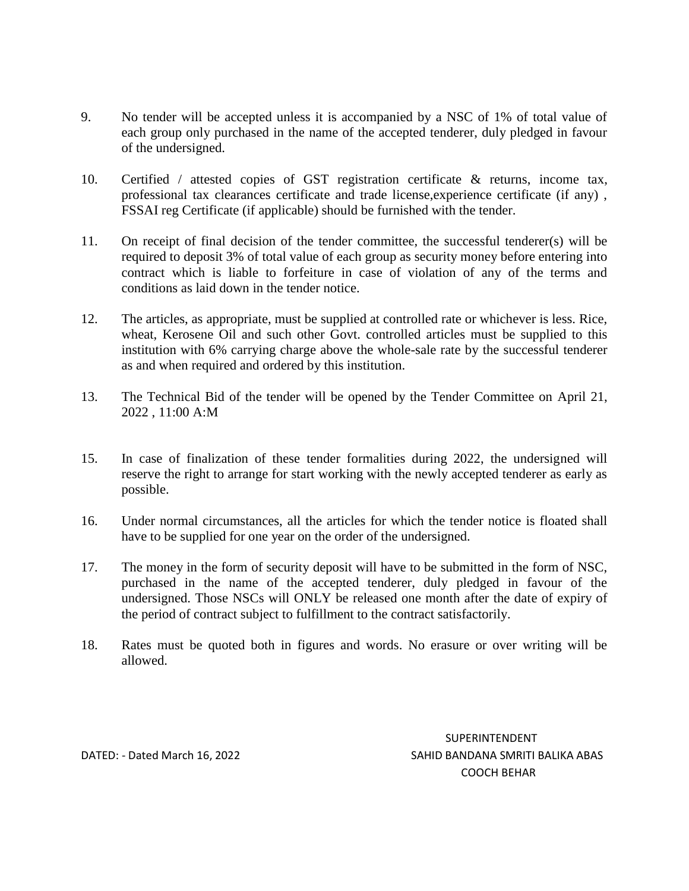9. No tender will be accepted unless it is accompanied by a NSC of 1% of total value of each group only purchased in the name of the accepted tenderer, duly pledged in favour of the undersigned.

10. Certified / attested copies of GST registration certificate & returns, income tax, professional tax clearances certificate and trade license,experience certificate (if any) , FSSAI reg Certificate (if applicable) should be furnished with the tender.

11. On receipt of final decision of the tender committee, the successful tenderer(s) will be required to deposit 3% of total value of each group as security money before entering into contract which is liable to forfeiture in case of violation of any of the terms and conditions as laid down in the tender notice.

12. The articles, as appropriate, must be supplied at controlled rate or whichever is less. Rice, wheat, Kerosene Oil and such other Govt. controlled articles must be supplied to this institution with 6% carrying charge above the whole-sale rate by the successful tenderer as and when required and ordered by this institution.

13. The Technical Bid of the tender will be opened by the Tender Committee on April 21, 2022 , 11:00 A:M

15. In case of finalization of these tender formalities during 2022, the undersigned will reserve the right to arrange for start working with the newly accepted tenderer as early as possible.

16. Under normal circumstances, all the articles for which the tender notice is floated shall have to be supplied for one year on the order of the undersigned.

17. The money in the form of security deposit will have to be submitted in the form of NSC, purchased in the name of the accepted tenderer, duly pledged in favour of the undersigned. Those NSCs will ONLY be released one month after the date of expiry of the period of contract subject to fulfillment to the contract satisfactorily.

18. Rates must be quoted both in figures and words. No erasure or over writing will be allowed.

SUPERINTENDENT

DATED: - Dated March 16, 2022

SAHID BANDANA SMRITI BALIKA ABAS

COOCH BEHAR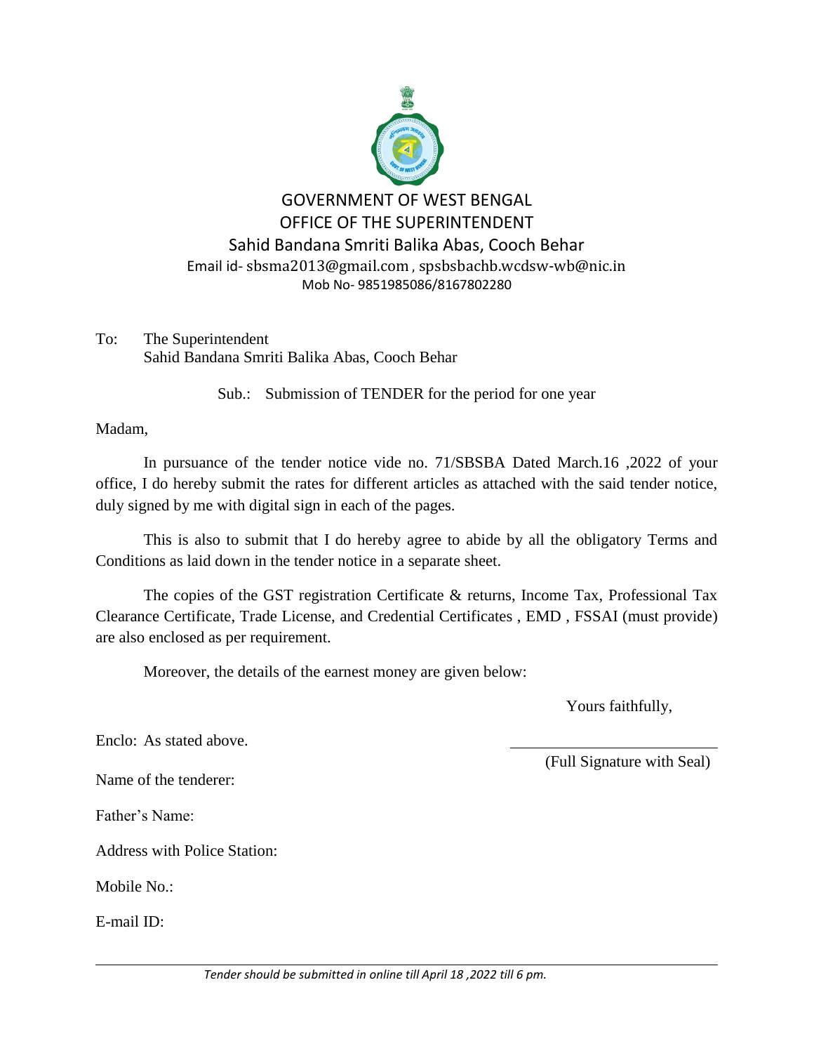# GOVERNMENT OF WEST BENGAL
## OFFICE OF THE SUPERINTENDENT
### Sahid Bandana Smriti Balika Abas, Cooch Behar

Email id- sbsma2013@gmail.com , spsbsbachb.wcdsw-wb@nic.in

Mob No- 9851985086/8167802280

To: The Superintendent
Sahid Bandana Smriti Balika Abas, Cooch Behar

Sub.: Submission of TENDER for the period for one year

Madam,

In pursuance of the tender notice vide no. 71/SBSBA Dated March.16 ,2022 of your office, I do hereby submit the rates for different articles as attached with the said tender notice, duly signed by me with digital sign in each of the pages.

This is also to submit that I do hereby agree to abide by all the obligatory Terms and Conditions as laid down in the tender notice in a separate sheet.

The copies of the GST registration Certificate & returns, Income Tax, Professional Tax Clearance Certificate, Trade License, and Credential Certificates , EMD , FSSAI (must provide) are also enclosed as per requirement.

Moreover, the details of the earnest money are given below:

Yours faithfully,

Enclo: As stated above.

(Full Signature with Seal)

Name of the tenderer:

Father's Name:

Address with Police Station:

Mobile No.:

E-mail ID:

---

*Tender should be submitted in online till April 18 ,2022 till 6 pm.*